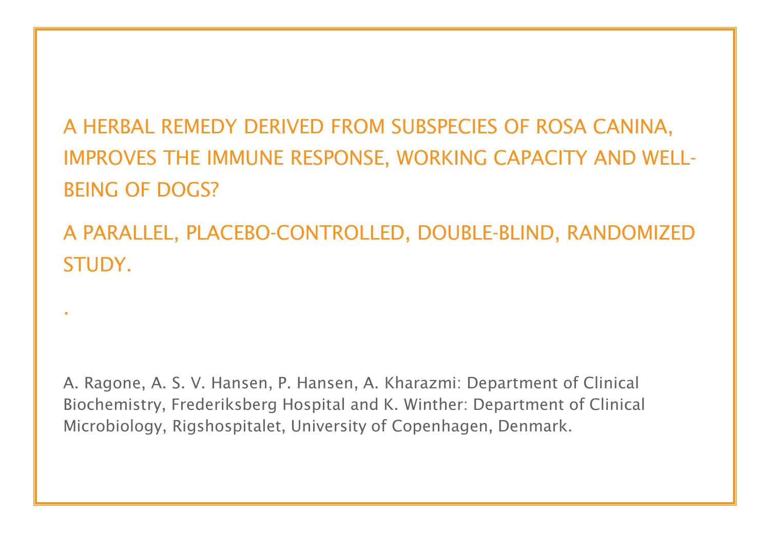# A HERBAL REMEDY DERIVED FROM SUBSPECIES OF ROSA CANINA, IMPROVES THE IMMUNE RESPONSE, WORKING CAPACITY AND WELL-BEING OF DOGS?

## A PARALLEL, PLACEBO-CONTROLLED, DOUBLE-BLIND, RANDOMIZED STUDY.

.

A. Ragone, A. S. V. Hansen, P. Hansen, A. Kharazmi: Department of Clinical Biochemistry, Frederiksberg Hospital and K. Winther: Department of Clinical Microbiology, Rigshospitalet, University of Copenhagen, Denmark.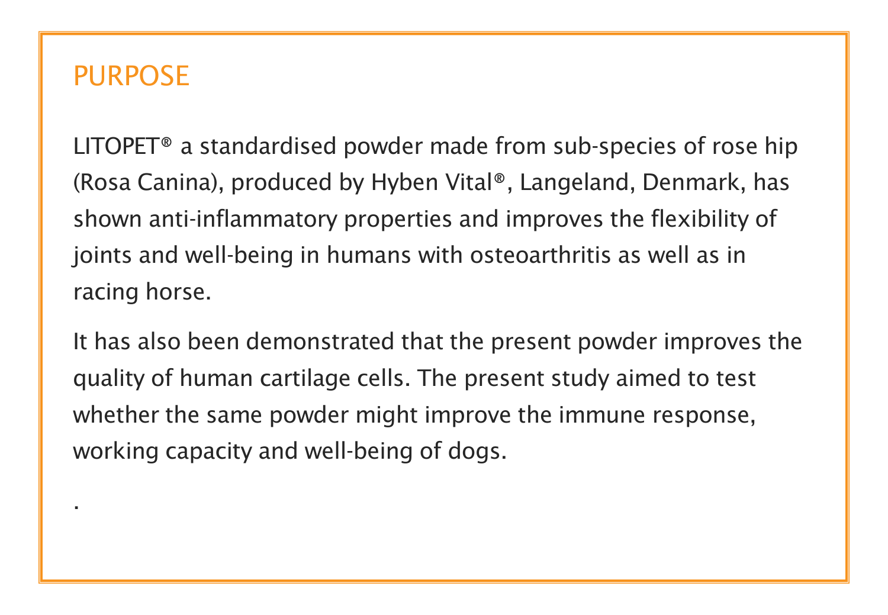# PURPOSE

LITOPET® a standardised powder made from sub-species of rose hip (Rosa Canina), produced by Hyben Vital®, Langeland, Denmark, has shown anti-inflammatory properties and improves the flexibility of joints and well-being in humans with osteoarthritis as well as in racing horse.

It has also been demonstrated that the present powder improves the quality of human cartilage cells. The present study aimed to test whether the same powder might improve the immune response, working capacity and well-being of dogs.

.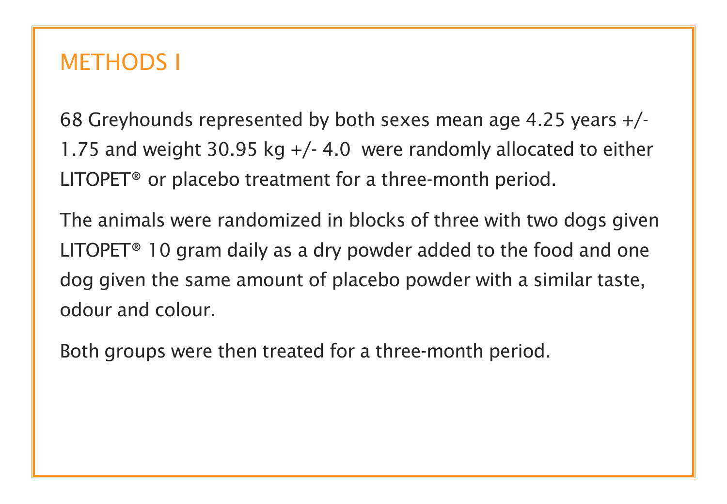# METHODS I

68 Greyhounds represented by both sexes mean age 4.25 years +/- 1.75 and weight 30.95 kg +/- 4.0 were randomly allocated to either LITOPET® or placebo treatment for a three-month period.

The animals were randomized in blocks of three with two dogs given LITOPET® 10 gram daily as a dry powder added to the food and one dog given the same amount of placebo powder with a similar taste, odour and colour.

Both groups were then treated for a three-month period.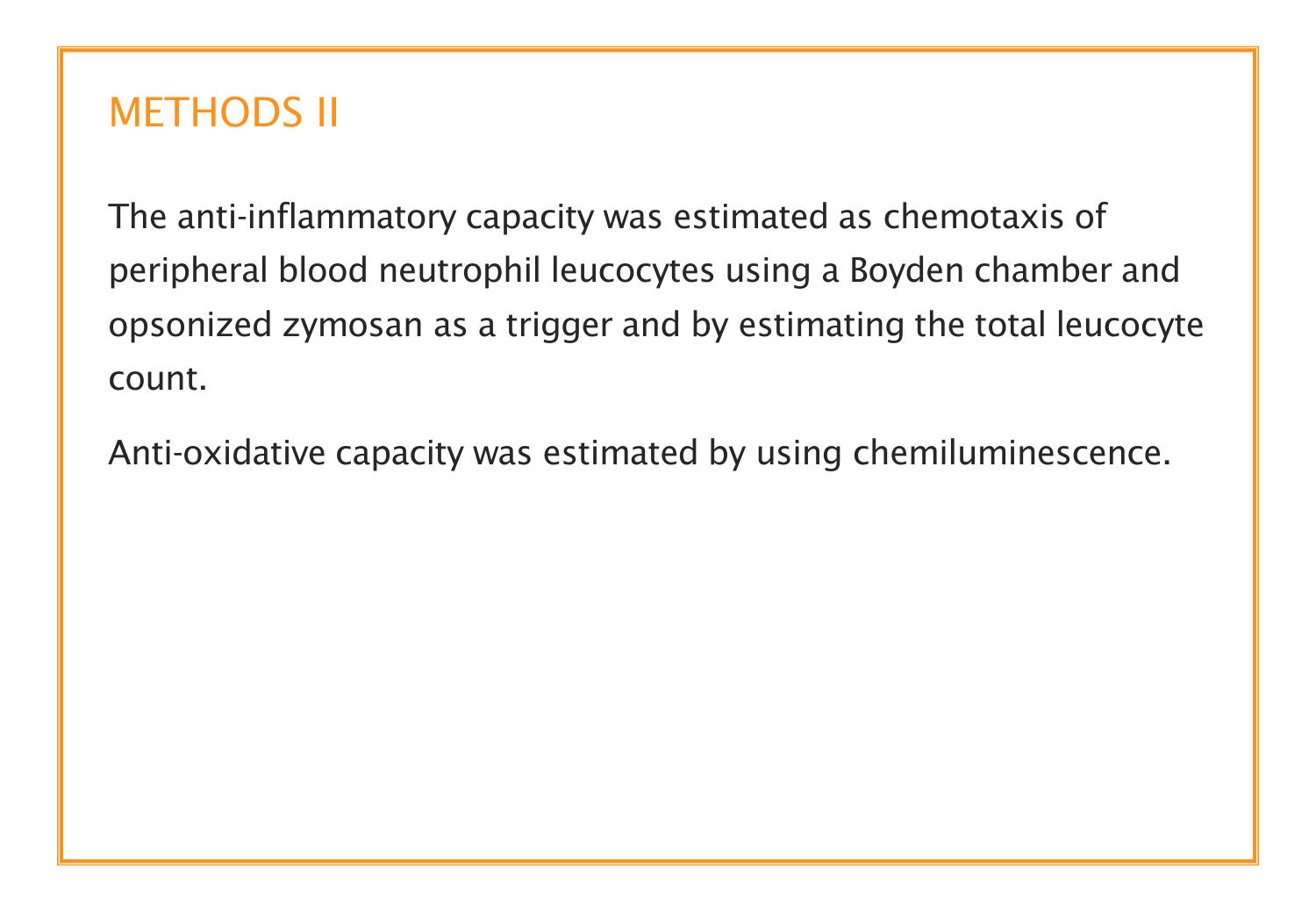# METHODS II

The anti-inflammatory capacity was estimated as chemotaxis of peripheral blood neutrophil leucocytes using a Boyden chamber and opsonized zymosan as a trigger and by estimating the total leucocyte count.

Anti-oxidative capacity was estimated by using chemiluminescence.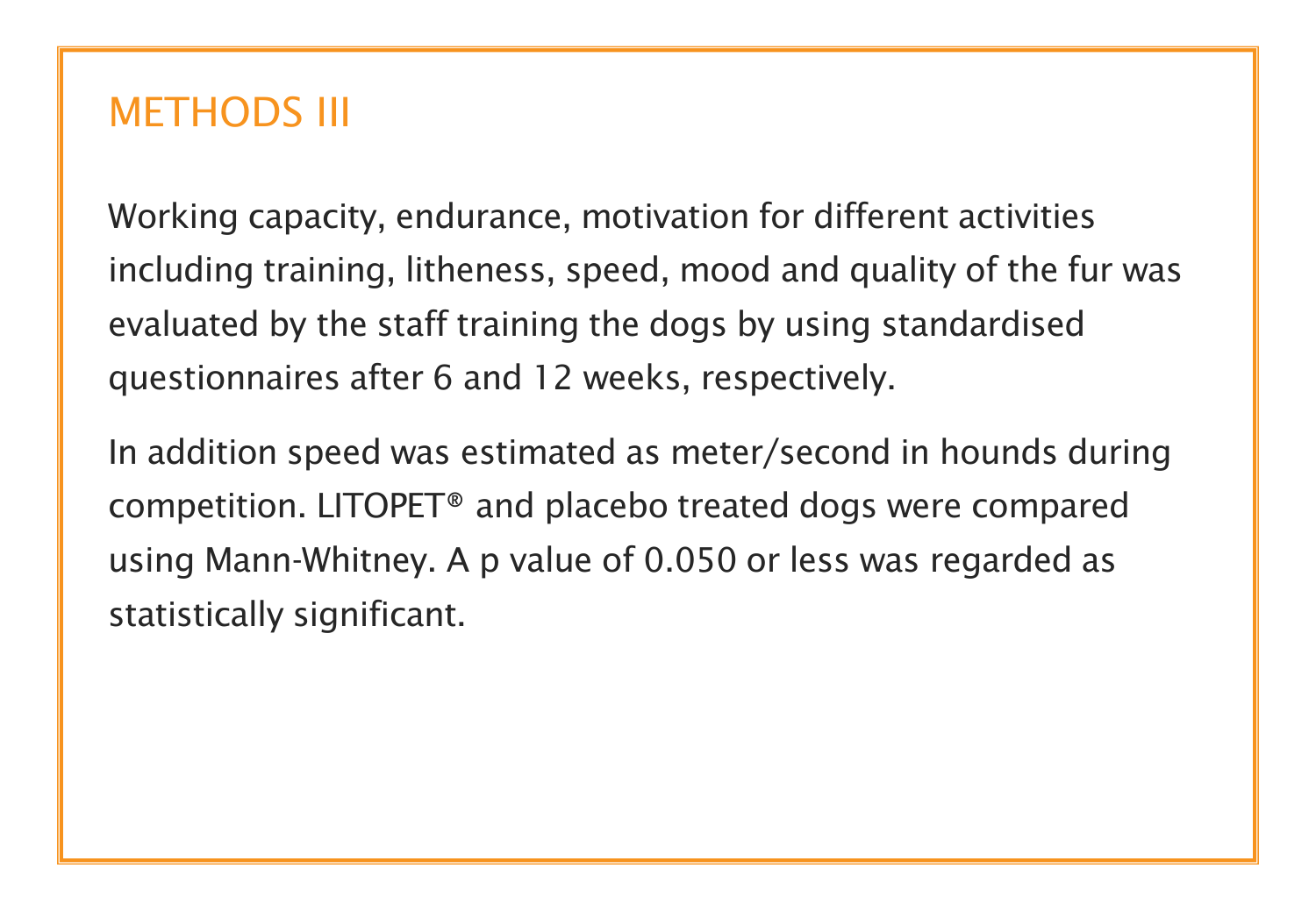# METHODS III

Working capacity, endurance, motivation for different activities including training, litheness, speed, mood and quality of the fur was evaluated by the staff training the dogs by using standardised questionnaires after 6 and 12 weeks, respectively.

In addition speed was estimated as meter/second in hounds during competition. LITOPET® and placebo treated dogs were compared using Mann-Whitney. A p value of 0.050 or less was regarded as statistically significant.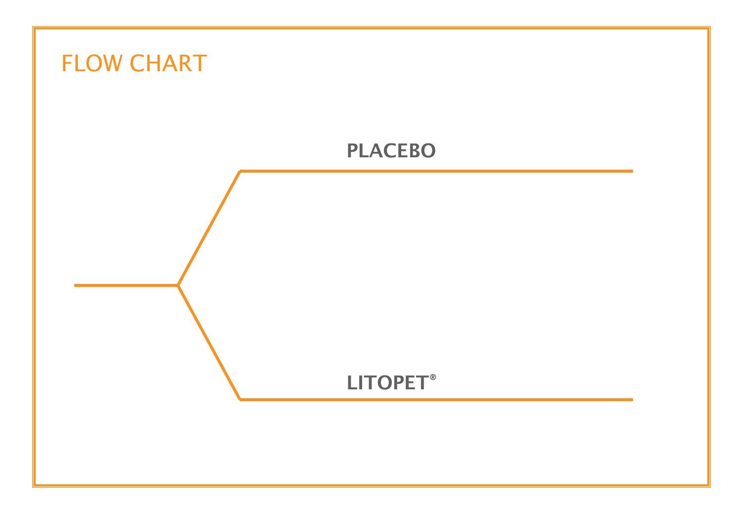# FLOW CHART

PLACEBO

LITOPET®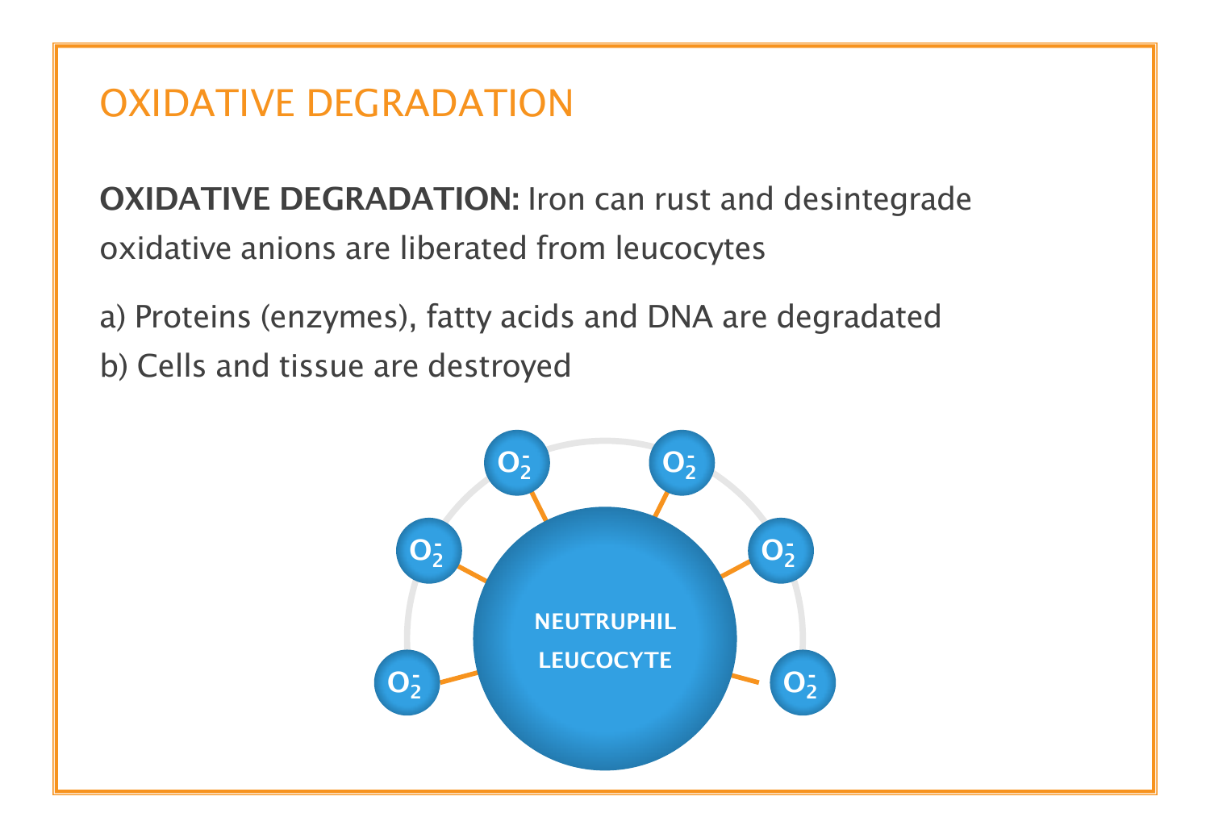# OXIDATIVE DEGRADATION

**OXIDATIVE DEGRADATION:** Iron can rust and desintegrade oxidative anions are liberated from leucocytes

a) Proteins (enzymes), fatty acids and DNA are degraded
b) Cells and tissue are destroyed

$O_2^-$

$O_2^-$

$O_2^-$

$O_2^-$

$O_2^-$

$O_2^-$

NEUTRUPHIL LEUCOCYTE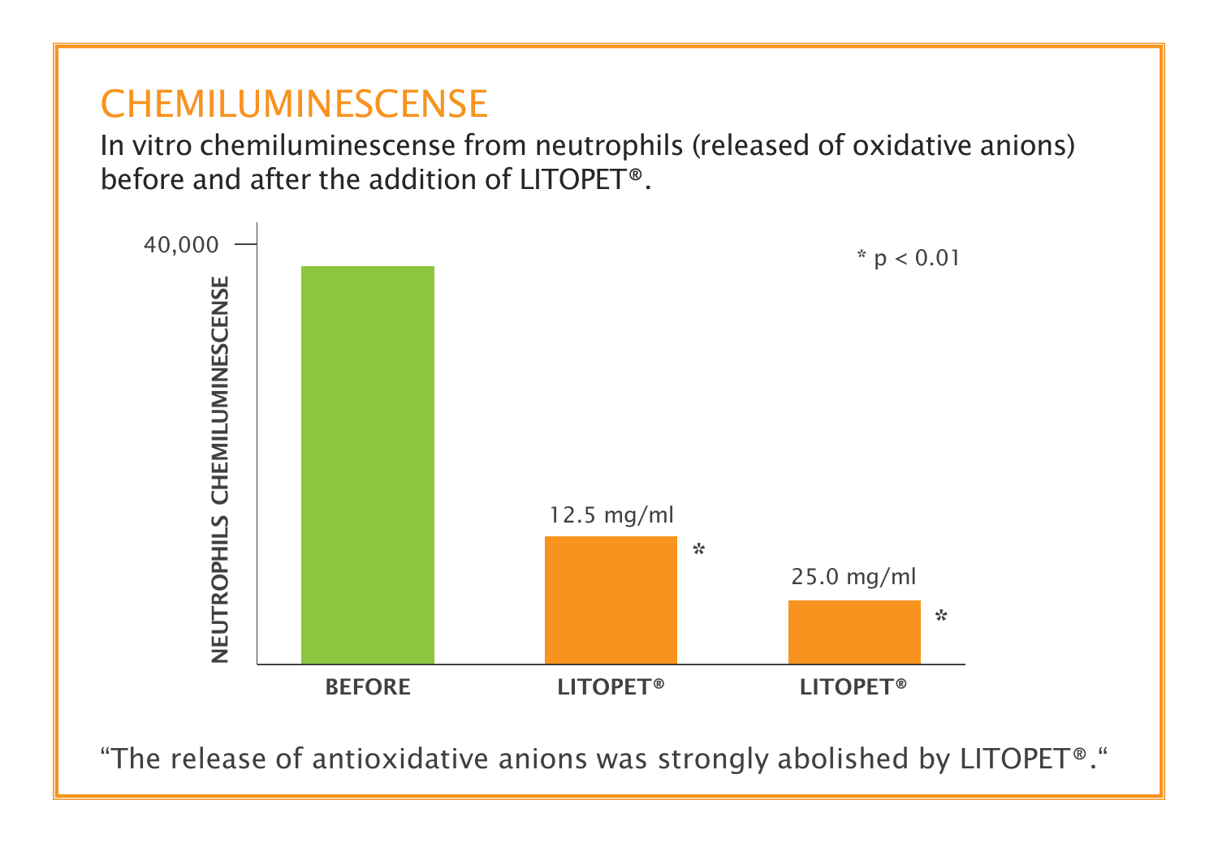# CHEMILUMINESCENSE

In vitro chemiluminescense from neutrophils (released of oxidative anions) before and after the addition of LITOPET®.

NEUTROPHILS CHEMILUMINESCENSE

40,000

* $p < 0.01$

12.5 mg/ml *

25.0 mg/ml *

BEFORE

LITOPET®

LITOPET®

"The release of antioxidative anions was strongly abolished by LITOPET®."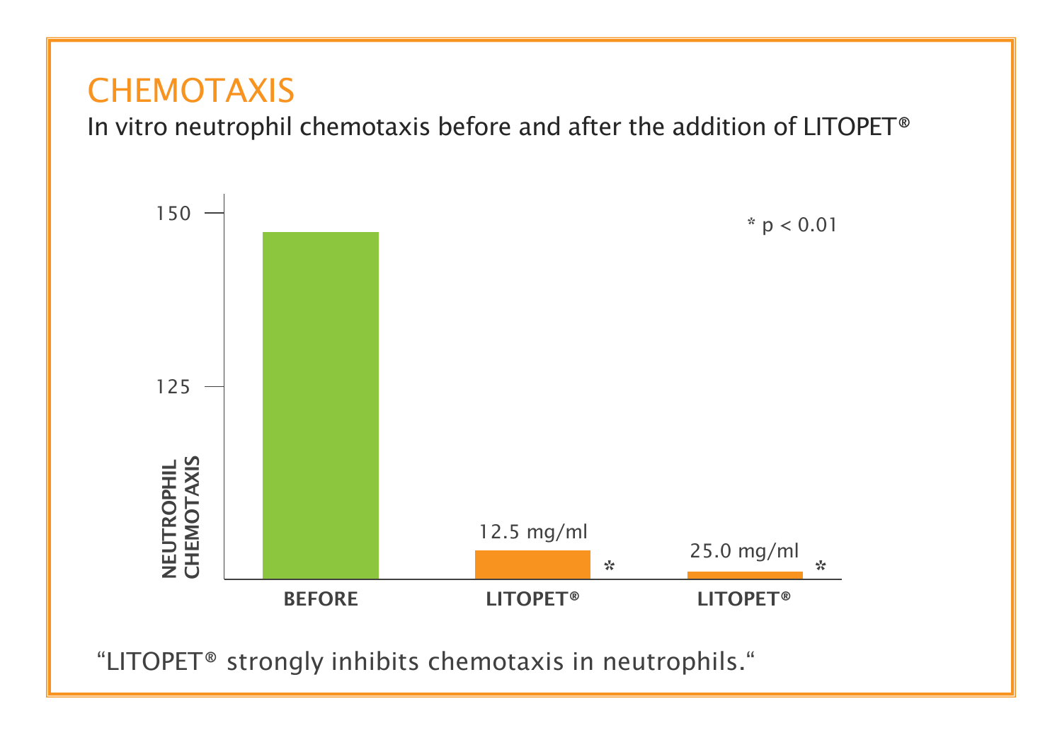# CHEMOTAXIS

In vitro neutrophil chemotaxis before and after the addition of LITOPET®

150

125

* p < 0.01

NEUTROPHIL CHEMOTAXIS

12.5 mg/ml *

25.0 mg/ml *

BEFORE

LITOPET®

LITOPET®

"LITOPET® strongly inhibits chemotaxis in neutrophils."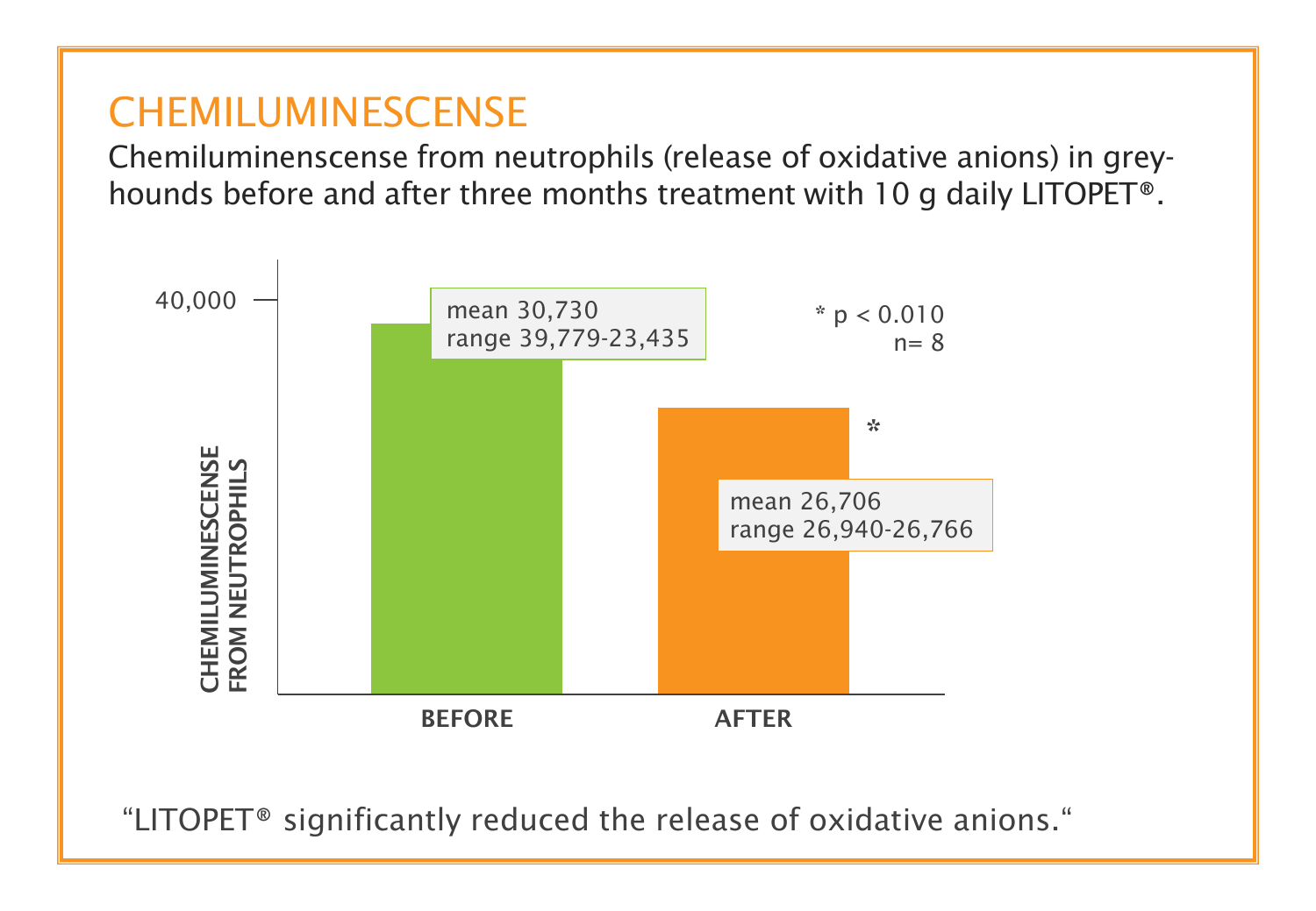# CHEMILUMINESCENSE

Chemiluminenscense from neutrophils (release of oxidative anions) in greyhounds before and after three months treatment with 10 g daily LITOPET®.

40,000

CHEMILUMINESCENSE FROM NEUTROPHILS

mean 30,730
range 39,779-23,435

* $p < 0.010$
n= 8

*

mean 26,706
range 26,940-26,766

BEFORE

AFTER

"LITOPET® significantly reduced the release of oxidative anions."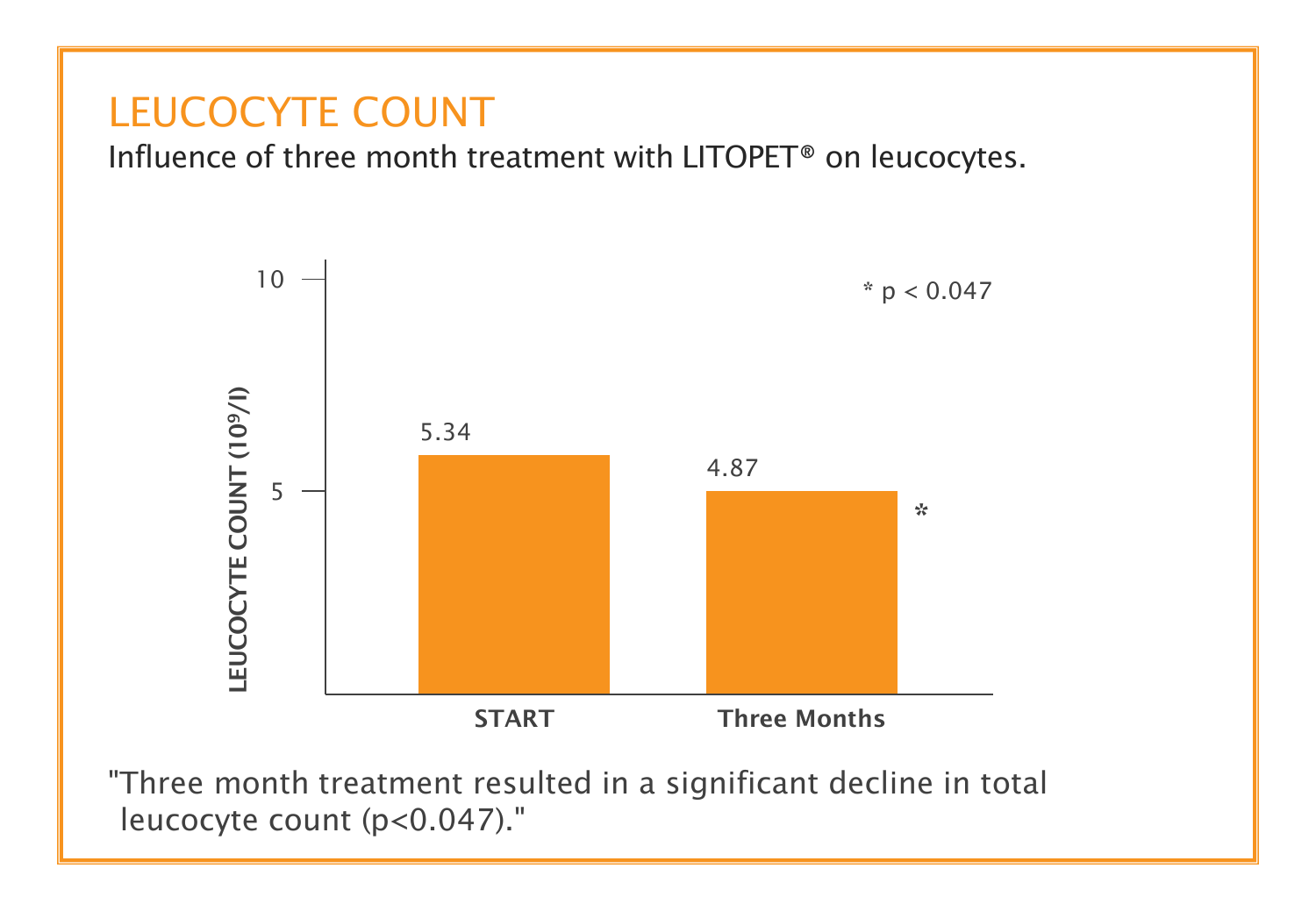# LEUCOCYTE COUNT

Influence of three month treatment with LITOPET® on leucocytes.

LEUCOCYTE COUNT ($10^9$/l)

10

5

5.34

4.87 *

* $p < 0.047$

START

Three Months

"Three month treatment resulted in a significant decline in total leucocyte count ($p<0.047$)."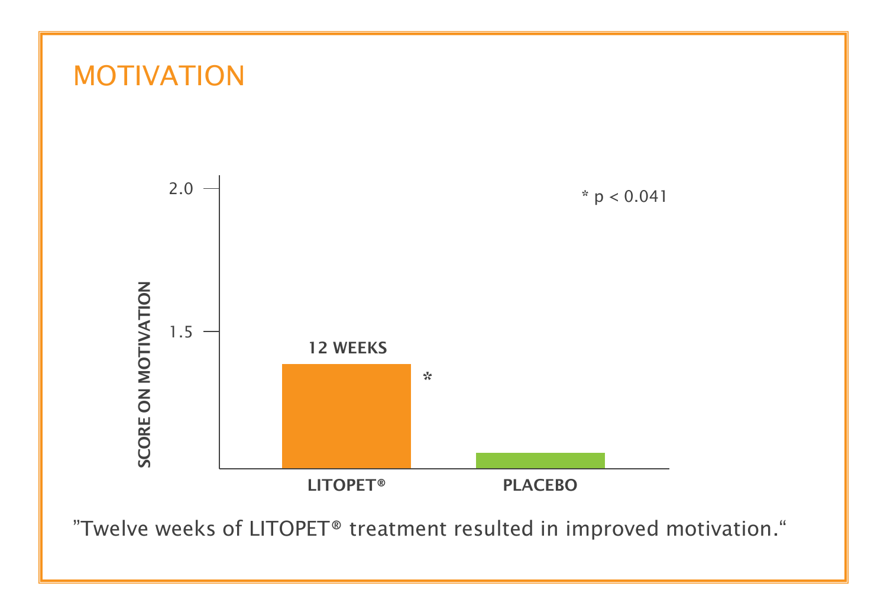# MOTIVATION

SCORE ON MOTIVATION

2.0

1.5

12 WEEKS

*

* $p < 0.041$

LITOPET®

PLACEBO

”Twelve weeks of LITOPET® treatment resulted in improved motivation.“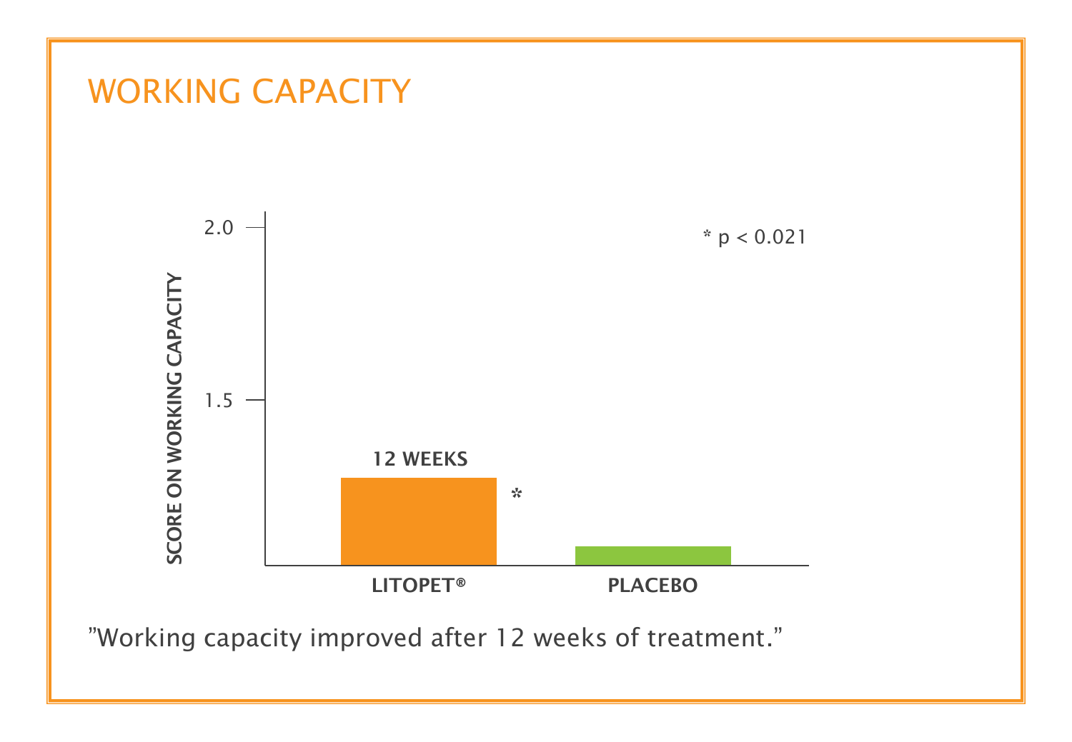# WORKING CAPACITY

2.0

1.5

SCORE ON WORKING CAPACITY

* $p < 0.021$

12 WEEKS

*

LITOPET®

PLACEBO

"Working capacity improved after 12 weeks of treatment."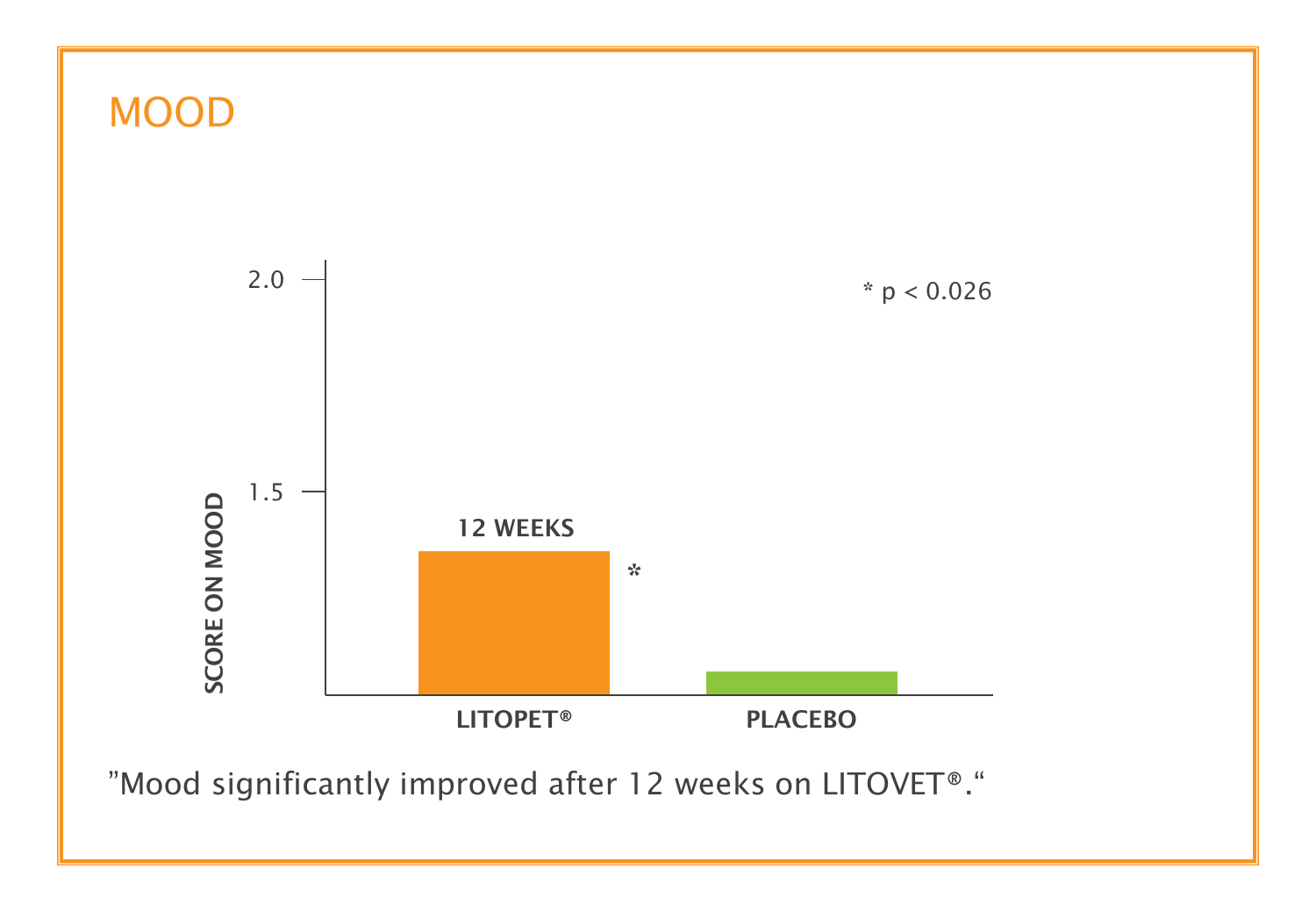## MOOD

2.0

1.5

SCORE ON MOOD

12 WEEKS

*

LITOPET®

PLACEBO

* $p < 0.026$

"Mood significantly improved after 12 weeks on LITOVET®."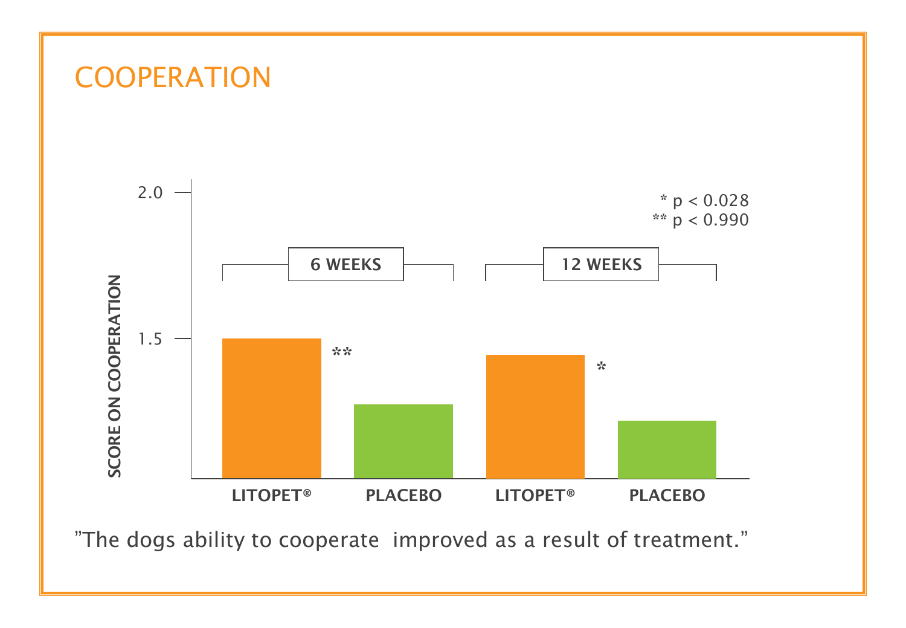# COOPERATION

2.0

1.5

SCORE ON COOPERATION

6 WEEKS

12 WEEKS

LITOPET®

PLACEBO

LITOPET®

PLACEBO

**

*

* p < 0.028
** p < 0.990

"The dogs ability to cooperate improved as a result of treatment."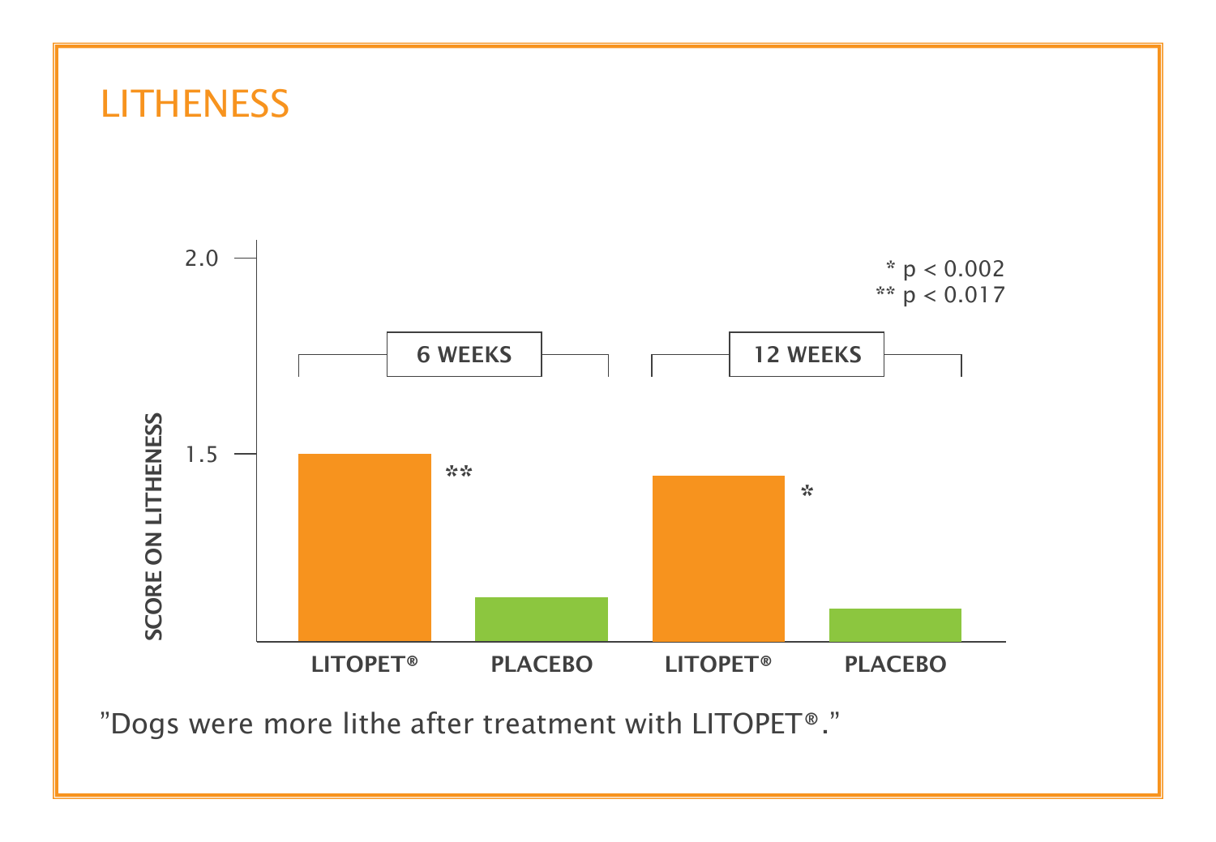## LITHENESS

2.0

1.5

SCORE ON LITHENESS

* $p < 0.002$
** $p < 0.017$

6 WEEKS

12 WEEKS

**

*

LITOPET®

PLACEBO

LITOPET®

PLACEBO

"Dogs were more lithe after treatment with LITOPET®."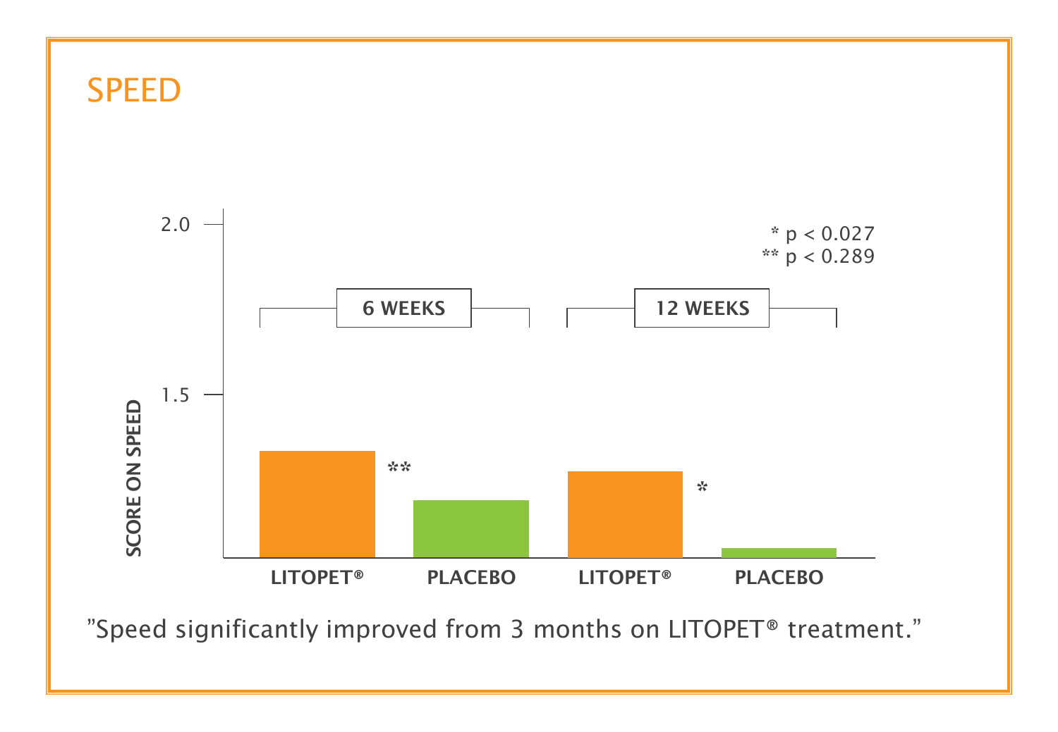# SPEED

SCORE ON SPEED

2.0

1.5

* $p < 0.027$
** $p < 0.289$

6 WEEKS

12 WEEKS

**

*

LITOPET®

PLACEBO

LITOPET®

PLACEBO

"Speed significantly improved from 3 months on LITOPET® treatment."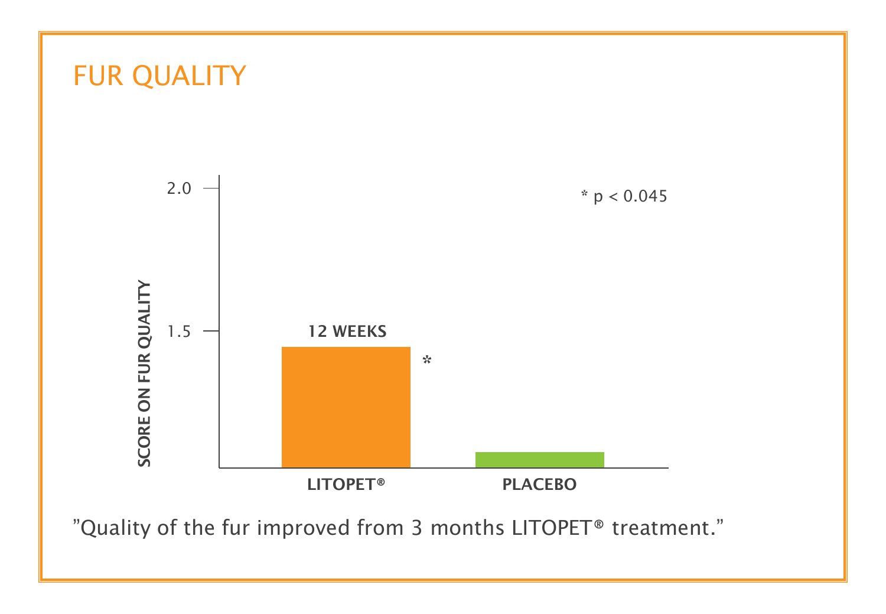# FUR QUALITY

2.0

1.5

SCORE ON FUR QUALITY

12 WEEKS

*

$* \ p < 0.045$

LITOPET®

PLACEBO

”Quality of the fur improved from 3 months LITOPET® treatment.”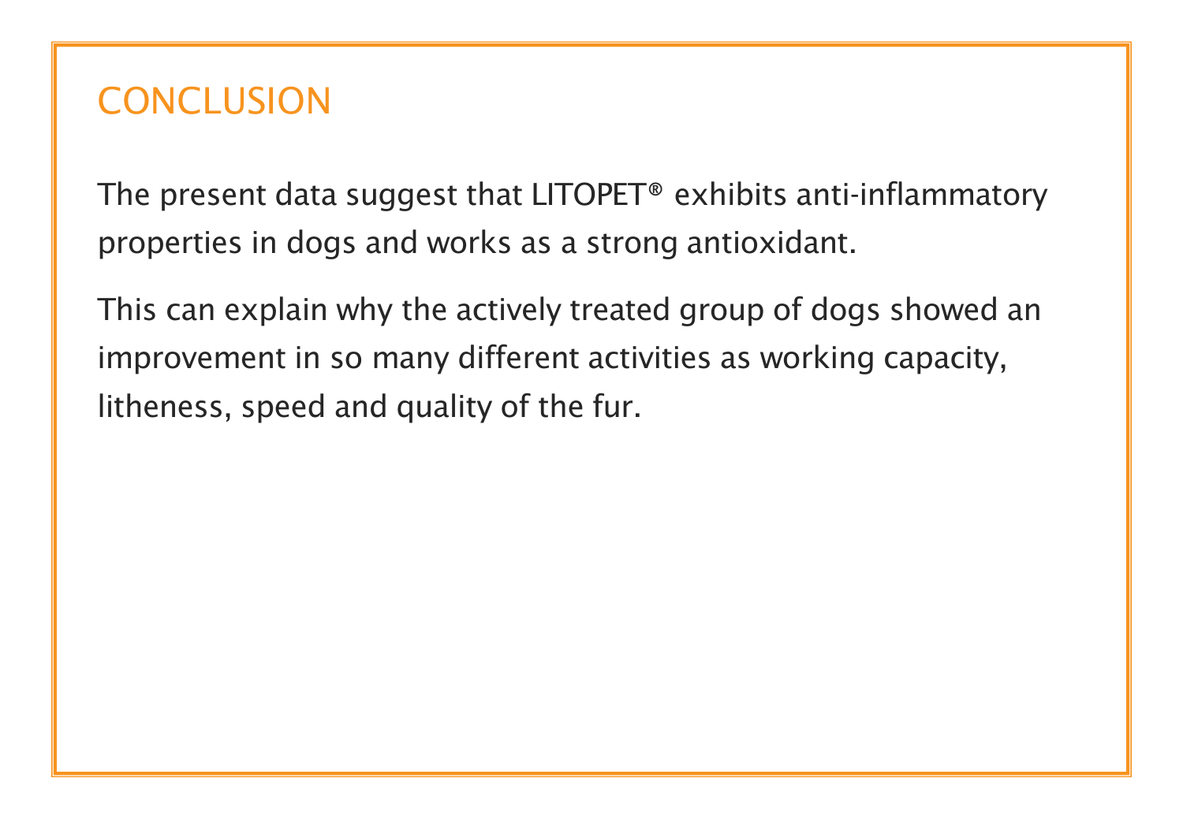## CONCLUSION

The present data suggest that LITOPET® exhibits anti-inflammatory properties in dogs and works as a strong antioxidant.

This can explain why the actively treated group of dogs showed an improvement in so many different activities as working capacity, litheness, speed and quality of the fur.